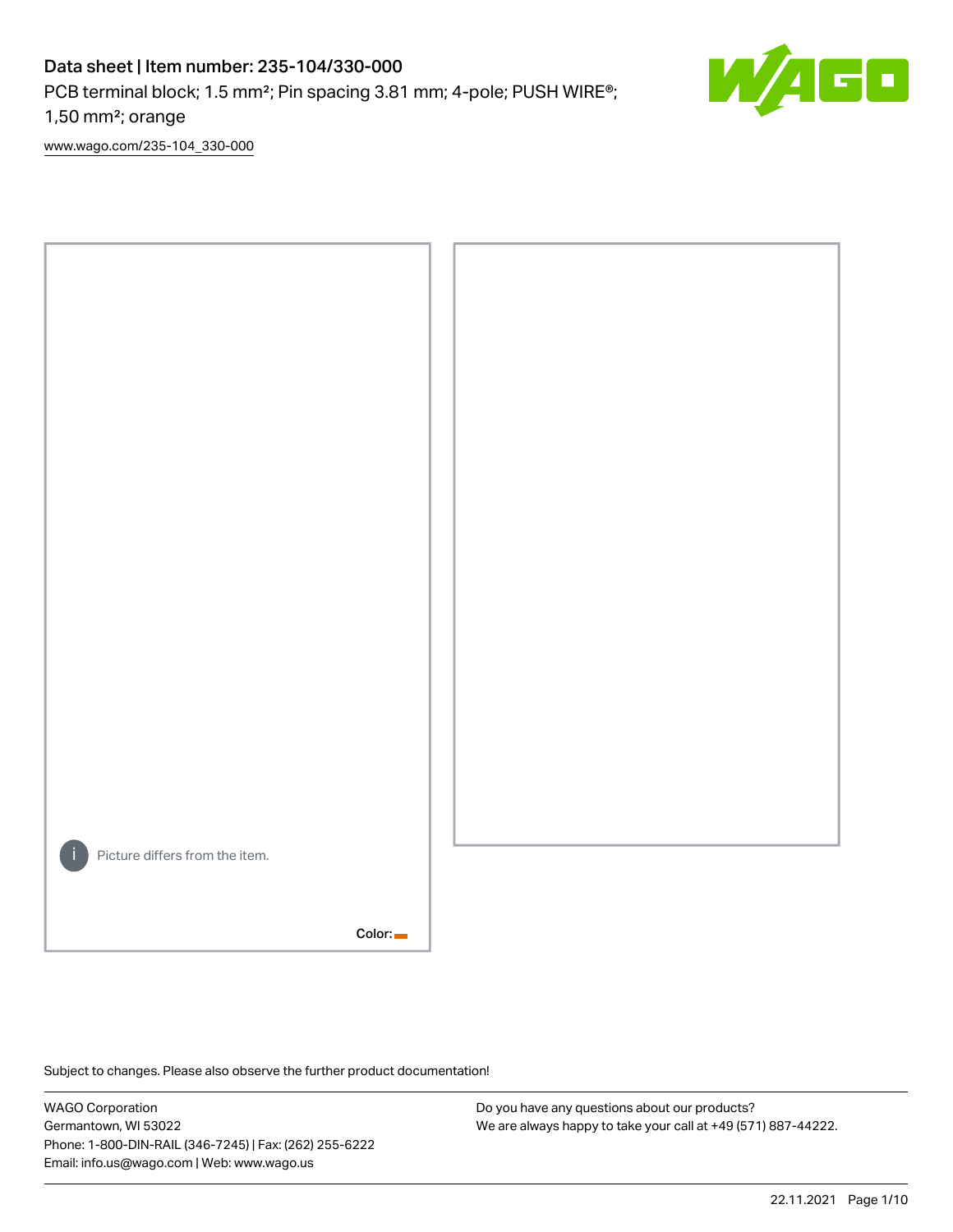# Data sheet | Item number: 235-104/330-000

PCB terminal block; 1.5 mm²; Pin spacing 3.81 mm; 4-pole; PUSH WIRE®; 1,50 mm²; orange

www.wago.com/235-104_330-000

Picture differs from the item.

Color:

Subject to changes. Please also observe the further product documentation!

WAGO Corporation
Germantown, WI 53022
Phone: 1-800-DIN-RAIL (346-7245) | Fax: (262) 255-6222
Email: info.us@wago.com | Web: www.wago.us

Do you have any questions about our products?
We are always happy to take your call at +49 (571) 887-44222.

22.11.2021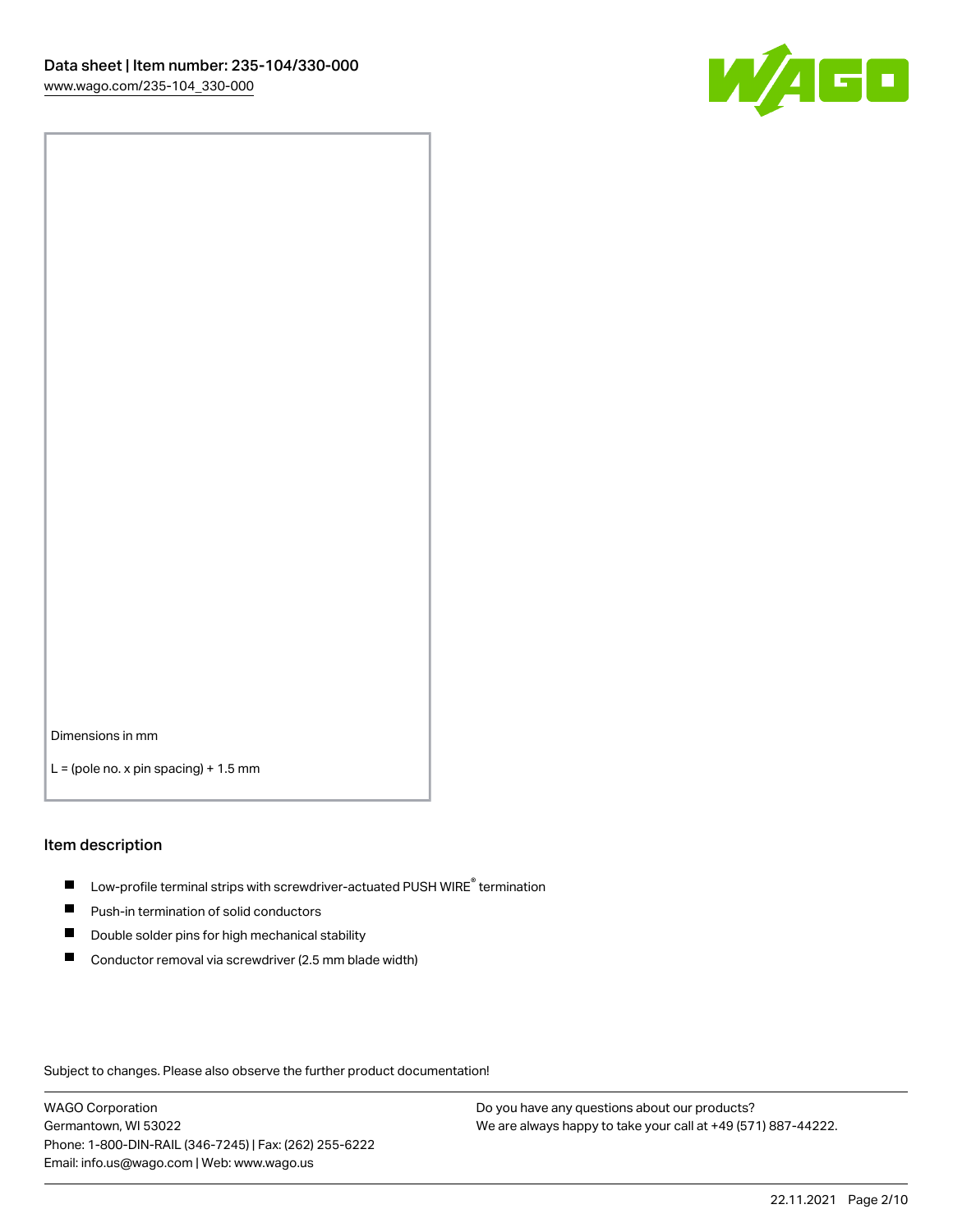Dimensions in mm

L = (pole no. x pin spacing) + 1.5 mm

## Item description

- Low-profile terminal strips with screwdriver-actuated PUSH WIRE® termination
- Push-in termination of solid conductors
- Double solder pins for high mechanical stability
- Conductor removal via screwdriver (2.5 mm blade width)

Subject to changes. Please also observe the further product documentation!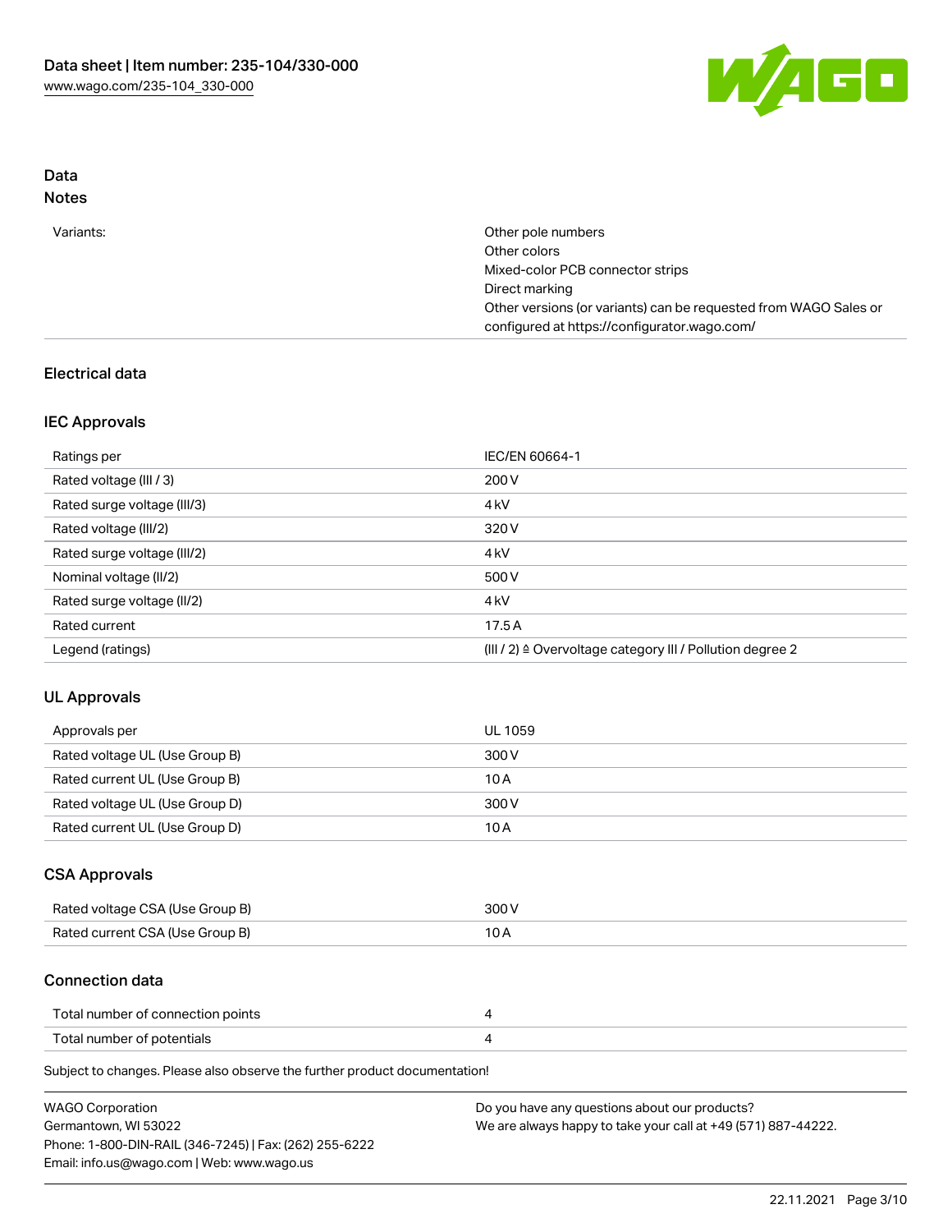## Data

### Notes

| | |
|---|---|
| Variants: | Other pole numbers<br>Other colors<br>Mixed-color PCB connector strips<br>Direct marking<br>Other versions (or variants) can be requested from WAGO Sales or configured at https://configurator.wago.com/ |

## Electrical data

### IEC Approvals

| | |
|---|---|
| Ratings per | IEC/EN 60664-1 |
| Rated voltage (III / 3) | 200 V |
| Rated surge voltage (III/3) | 4 kV |
| Rated voltage (III/2) | 320 V |
| Rated surge voltage (III/2) | 4 kV |
| Nominal voltage (II/2) | 500 V |
| Rated surge voltage (II/2) | 4 kV |
| Rated current | 17.5 A |
| Legend (ratings) | (III / 2) ≙ Overvoltage category III / Pollution degree 2 |

### UL Approvals

| | |
|---|---|
| Approvals per | UL 1059 |
| Rated voltage UL (Use Group B) | 300 V |
| Rated current UL (Use Group B) | 10 A |
| Rated voltage UL (Use Group D) | 300 V |
| Rated current UL (Use Group D) | 10 A |

### CSA Approvals

| | |
|---|---|
| Rated voltage CSA (Use Group B) | 300 V |
| Rated current CSA (Use Group B) | 10 A |

### Connection data

| | |
|---|---|
| Total number of connection points | 4 |
| Total number of potentials | 4 |

Subject to changes. Please also observe the further product documentation!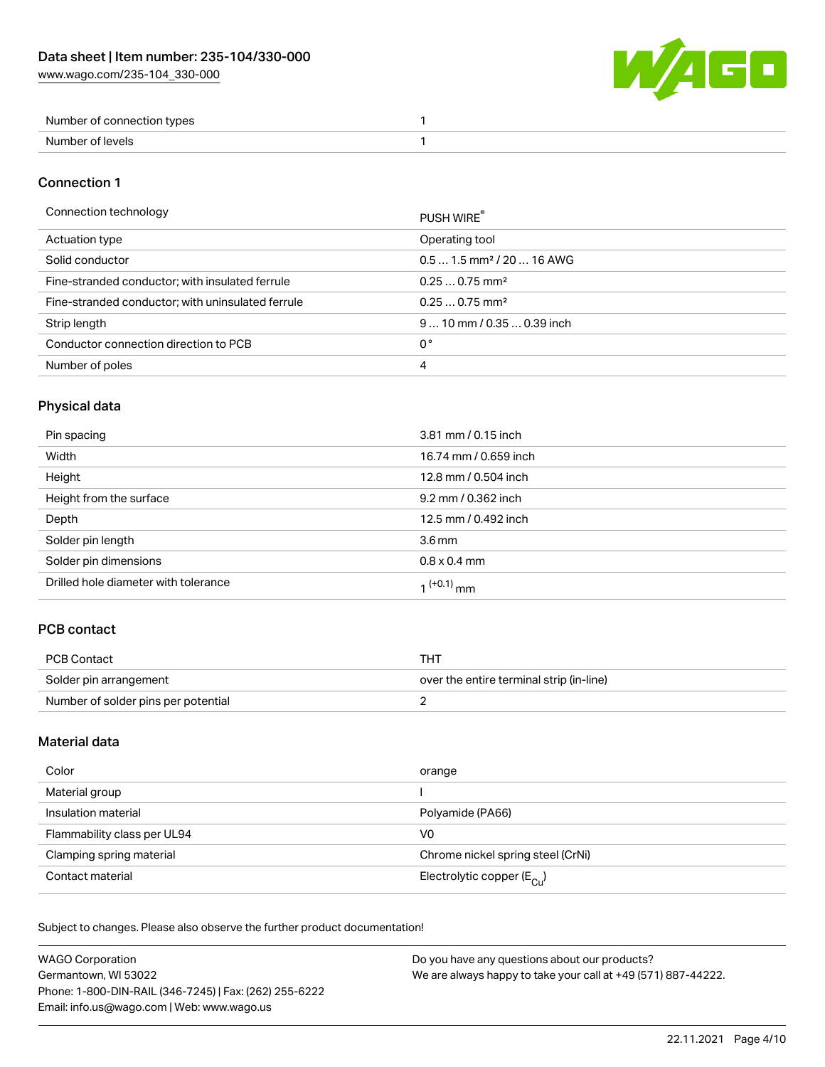| | |
|---|---|
| Number of connection types | 1 |
| Number of levels | 1 |

## Connection 1

| | |
|---|---|
| Connection technology | PUSH WIRE® |
| Actuation type | Operating tool |
| Solid conductor | 0.5 … 1.5 mm² / 20 … 16 AWG |
| Fine-stranded conductor; with insulated ferrule | 0.25 … 0.75 mm² |
| Fine-stranded conductor; with uninsulated ferrule | 0.25 … 0.75 mm² |
| Strip length | 9 … 10 mm / 0.35 … 0.39 inch |
| Conductor connection direction to PCB | 0 ° |
| Number of poles | 4 |

## Physical data

| | |
|---|---|
| Pin spacing | 3.81 mm / 0.15 inch |
| Width | 16.74 mm / 0.659 inch |
| Height | 12.8 mm / 0.504 inch |
| Height from the surface | 9.2 mm / 0.362 inch |
| Depth | 12.5 mm / 0.492 inch |
| Solder pin length | 3.6 mm |
| Solder pin dimensions | 0.8 x 0.4 mm |
| Drilled hole diameter with tolerance | $1^{(+0.1)}$ mm |

## PCB contact

| | |
|---|---|
| PCB Contact | THT |
| Solder pin arrangement | over the entire terminal strip (in-line) |
| Number of solder pins per potential | 2 |

## Material data

| | |
|---|---|
| Color | orange |
| Material group | I |
| Insulation material | Polyamide (PA66) |
| Flammability class per UL94 | V0 |
| Clamping spring material | Chrome nickel spring steel (CrNi) |
| Contact material | Electrolytic copper ($E_{Cu}$) |

Subject to changes. Please also observe the further product documentation!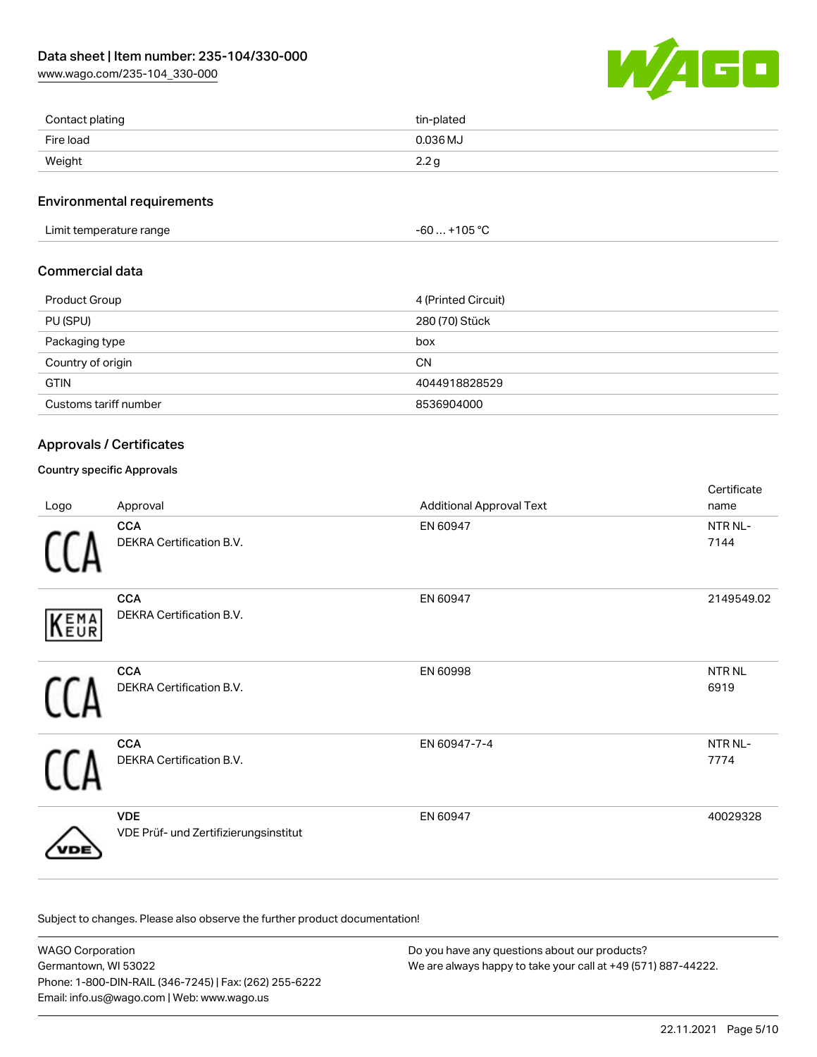| Contact plating | tin-plated |
| --- | --- |
| Fire load | 0.036 MJ |
| Weight | 2.2 g |

## Environmental requirements

| Limit temperature range | -60 … +105 °C |
| --- | --- |

## Commercial data

| Product Group | 4 (Printed Circuit) |
| --- | --- |
| PU (SPU) | 280 (70) Stück |
| Packaging type | box |
| Country of origin | CN |
| GTIN | 4044918828529 |
| Customs tariff number | 8536904000 |

## Approvals / Certificates

### Country specific Approvals

| Logo | Approval | Additional Approval Text | Certificate name |
| --- | --- | --- | --- |
| CCA | **CCA** DEKRA Certification B.V. | EN 60947 | NTR NL-7144 |
| KEMA EUR | **CCA** DEKRA Certification B.V. | EN 60947 | 2149549.02 |
| CCA | **CCA** DEKRA Certification B.V. | EN 60998 | NTR NL 6919 |
| CCA | **CCA** DEKRA Certification B.V. | EN 60947-7-4 | NTR NL-7774 |
| VDE | **VDE** VDE Prüf- und Zertifizierungsinstitut | EN 60947 | 40029328 |

Subject to changes. Please also observe the further product documentation!

WAGO Corporation
Germantown, WI 53022
Phone: 1-800-DIN-RAIL (346-7245) | Fax: (262) 255-6222
Email: info.us@wago.com | Web: www.wago.us

Do you have any questions about our products?
We are always happy to take your call at +49 (571) 887-44222.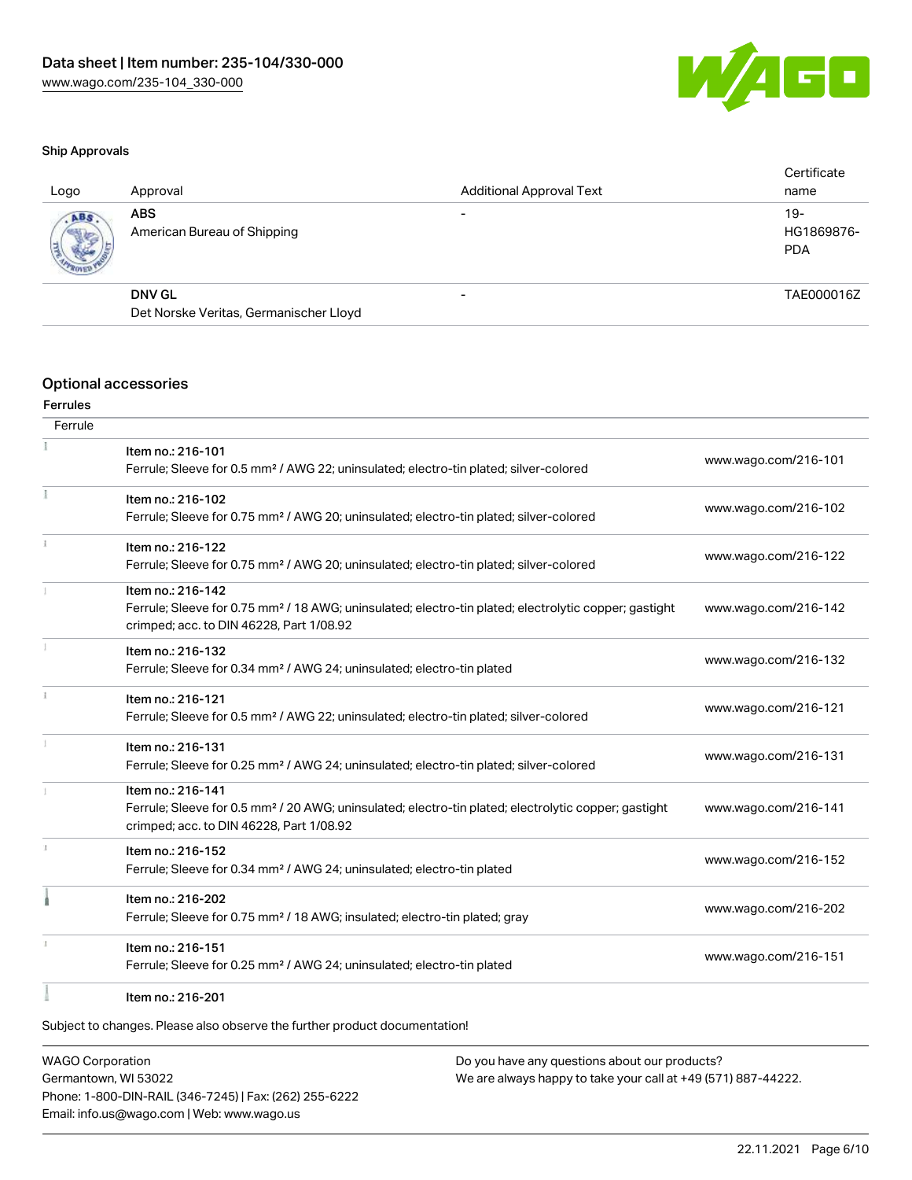### Ship Approvals

| Logo | Approval | Additional Approval Text | Certificate name |
|---|---|---|---|
| | **ABS** American Bureau of Shipping | - | 19-HG1869876-PDA |
| | **DNV GL** Det Norske Veritas, Germanischer Lloyd | - | TAE000016Z |

## Optional accessories

### Ferrules

| Ferrule | | |
|---|---|---|
| | Item no.: 216-101<br>Ferrule; Sleeve for 0.5 mm² / AWG 22; uninsulated; electro-tin plated; silver-colored | www.wago.com/216-101 |
| | Item no.: 216-102<br>Ferrule; Sleeve for 0.75 mm² / AWG 20; uninsulated; electro-tin plated; silver-colored | www.wago.com/216-102 |
| | Item no.: 216-122<br>Ferrule; Sleeve for 0.75 mm² / AWG 20; uninsulated; electro-tin plated; silver-colored | www.wago.com/216-122 |
| | Item no.: 216-142<br>Ferrule; Sleeve for 0.75 mm² / 18 AWG; uninsulated; electro-tin plated; electrolytic copper; gastight crimped; acc. to DIN 46228, Part 1/08.92 | www.wago.com/216-142 |
| | Item no.: 216-132<br>Ferrule; Sleeve for 0.34 mm² / AWG 24; uninsulated; electro-tin plated | www.wago.com/216-132 |
| | Item no.: 216-121<br>Ferrule; Sleeve for 0.5 mm² / AWG 22; uninsulated; electro-tin plated; silver-colored | www.wago.com/216-121 |
| | Item no.: 216-131<br>Ferrule; Sleeve for 0.25 mm² / AWG 24; uninsulated; electro-tin plated; silver-colored | www.wago.com/216-131 |
| | Item no.: 216-141<br>Ferrule; Sleeve for 0.5 mm² / 20 AWG; uninsulated; electro-tin plated; electrolytic copper; gastight crimped; acc. to DIN 46228, Part 1/08.92 | www.wago.com/216-141 |
| | Item no.: 216-152<br>Ferrule; Sleeve for 0.34 mm² / AWG 24; uninsulated; electro-tin plated | www.wago.com/216-152 |
| | Item no.: 216-202<br>Ferrule; Sleeve for 0.75 mm² / 18 AWG; insulated; electro-tin plated; gray | www.wago.com/216-202 |
| | Item no.: 216-151<br>Ferrule; Sleeve for 0.25 mm² / AWG 24; uninsulated; electro-tin plated | www.wago.com/216-151 |
| | Item no.: 216-201 | |

Subject to changes. Please also observe the further product documentation!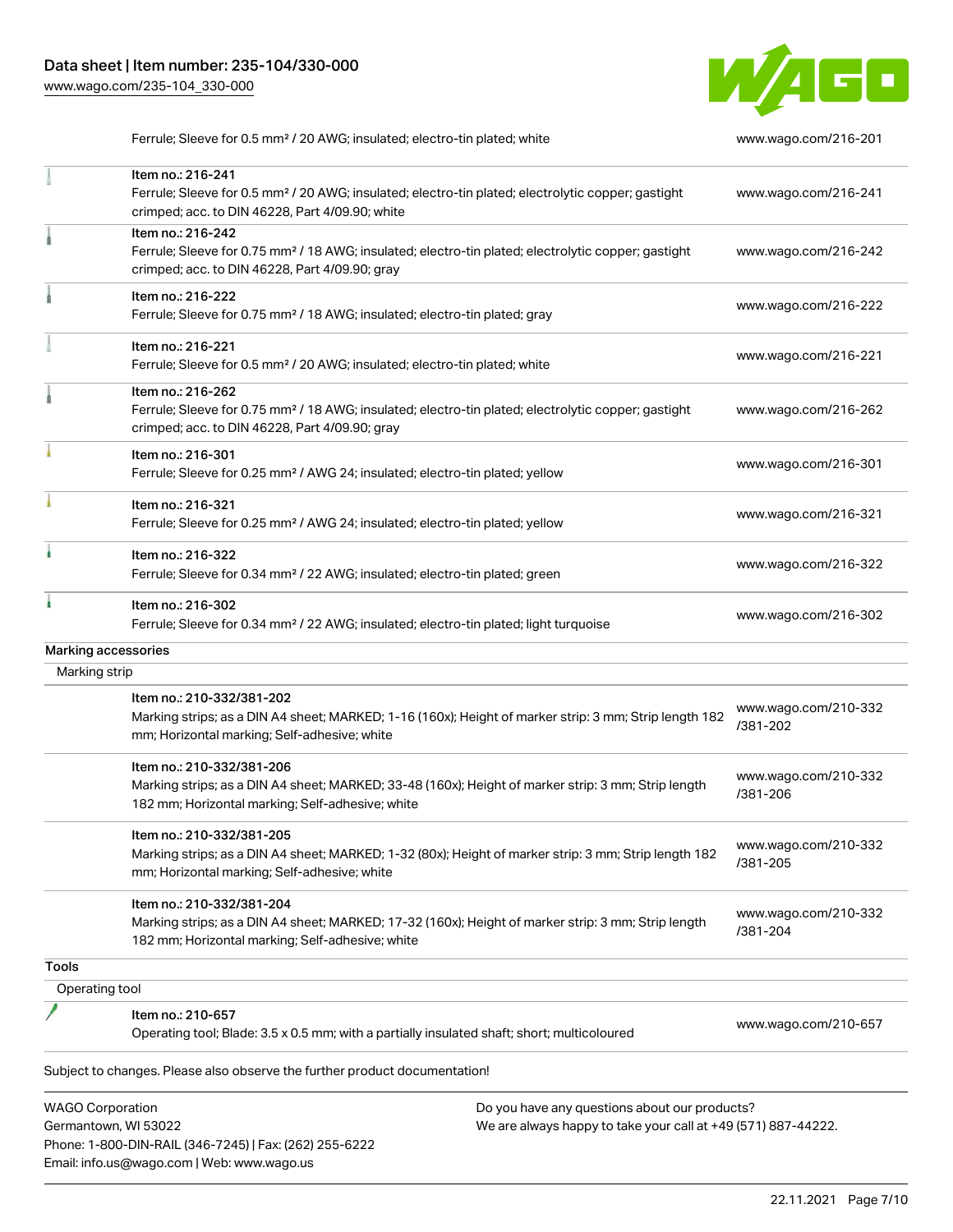| | | |
|---|---|---|
| | Ferrule; Sleeve for 0.5 mm² / 20 AWG; insulated; electro-tin plated; white | www.wago.com/216-201 |
| | Item no.: 216-241<br>Ferrule; Sleeve for 0.5 mm² / 20 AWG; insulated; electro-tin plated; electrolytic copper; gastight crimped; acc. to DIN 46228, Part 4/09.90; white | www.wago.com/216-241 |
| | Item no.: 216-242<br>Ferrule; Sleeve for 0.75 mm² / 18 AWG; insulated; electro-tin plated; electrolytic copper; gastight crimped; acc. to DIN 46228, Part 4/09.90; gray | www.wago.com/216-242 |
| | Item no.: 216-222<br>Ferrule; Sleeve for 0.75 mm² / 18 AWG; insulated; electro-tin plated; gray | www.wago.com/216-222 |
| | Item no.: 216-221<br>Ferrule; Sleeve for 0.5 mm² / 20 AWG; insulated; electro-tin plated; white | www.wago.com/216-221 |
| | Item no.: 216-262<br>Ferrule; Sleeve for 0.75 mm² / 18 AWG; insulated; electro-tin plated; electrolytic copper; gastight crimped; acc. to DIN 46228, Part 4/09.90; gray | www.wago.com/216-262 |
| | Item no.: 216-301<br>Ferrule; Sleeve for 0.25 mm² / AWG 24; insulated; electro-tin plated; yellow | www.wago.com/216-301 |
| | Item no.: 216-321<br>Ferrule; Sleeve for 0.25 mm² / AWG 24; insulated; electro-tin plated; yellow | www.wago.com/216-321 |
| | Item no.: 216-322<br>Ferrule; Sleeve for 0.34 mm² / 22 AWG; insulated; electro-tin plated; green | www.wago.com/216-322 |
| | Item no.: 216-302<br>Ferrule; Sleeve for 0.34 mm² / 22 AWG; insulated; electro-tin plated; light turquoise | www.wago.com/216-302 |

**Marking accessories**

Marking strip

| | | |
|---|---|---|
| | Item no.: 210-332/381-202<br>Marking strips; as a DIN A4 sheet; MARKED; 1-16 (160x); Height of marker strip: 3 mm; Strip length 182 mm; Horizontal marking; Self-adhesive; white | www.wago.com/210-332/381-202 |
| | Item no.: 210-332/381-206<br>Marking strips; as a DIN A4 sheet; MARKED; 33-48 (160x); Height of marker strip: 3 mm; Strip length 182 mm; Horizontal marking; Self-adhesive; white | www.wago.com/210-332/381-206 |
| | Item no.: 210-332/381-205<br>Marking strips; as a DIN A4 sheet; MARKED; 1-32 (80x); Height of marker strip: 3 mm; Strip length 182 mm; Horizontal marking; Self-adhesive; white | www.wago.com/210-332/381-205 |
| | Item no.: 210-332/381-204<br>Marking strips; as a DIN A4 sheet; MARKED; 17-32 (160x); Height of marker strip: 3 mm; Strip length 182 mm; Horizontal marking; Self-adhesive; white | www.wago.com/210-332/381-204 |

**Tools**

Operating tool

| | | |
|---|---|---|
| | Item no.: 210-657<br>Operating tool; Blade: 3.5 x 0.5 mm; with a partially insulated shaft; short; multicoloured | www.wago.com/210-657 |

Subject to changes. Please also observe the further product documentation!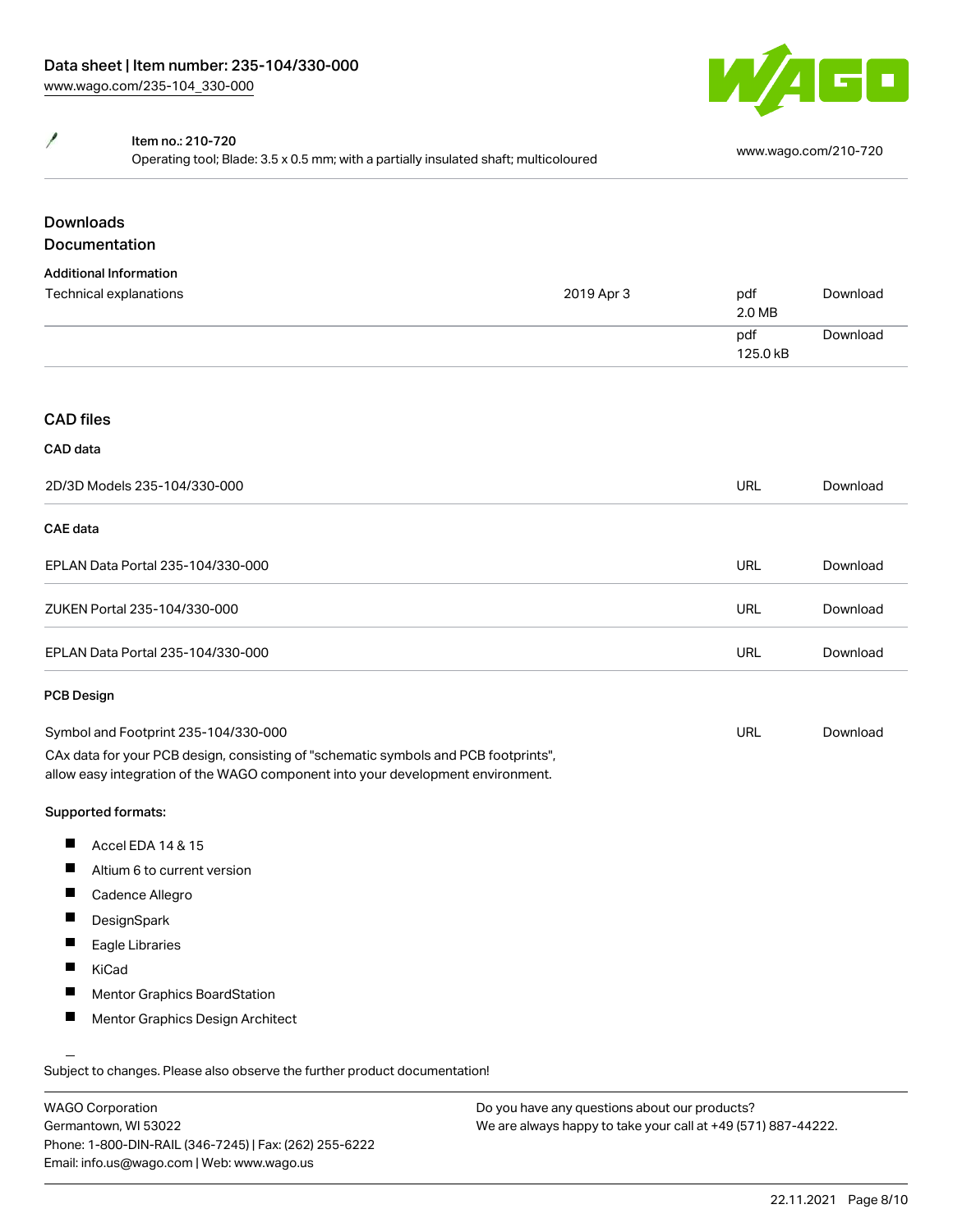| Item no.: 210-720 | |
| --- | --- |
| Operating tool; Blade: 3.5 x 0.5 mm; with a partially insulated shaft; multicoloured | www.wago.com/210-720 |

## Downloads

## Documentation

### Additional Information

| | | | |
| --- | --- | --- | --- |
| Technical explanations | 2019 Apr 3 | pdf 2.0 MB | Download |
| | | pdf 125.0 kB | Download |

## CAD files

### CAD data

| | | |
| --- | --- | --- |
| 2D/3D Models 235-104/330-000 | URL | Download |

### CAE data

| | | |
| --- | --- | --- |
| EPLAN Data Portal 235-104/330-000 | URL | Download |
| ZUKEN Portal 235-104/330-000 | URL | Download |
| EPLAN Data Portal 235-104/330-000 | URL | Download |

### PCB Design

| | | |
| --- | --- | --- |
| Symbol and Footprint 235-104/330-000 | URL | Download |

CAx data for your PCB design, consisting of "schematic symbols and PCB footprints", allow easy integration of the WAGO component into your development environment.

**Supported formats:**

- Accel EDA 14 & 15
- Altium 6 to current version
- Cadence Allegro
- DesignSpark
- Eagle Libraries
- KiCad
- Mentor Graphics BoardStation
- Mentor Graphics Design Architect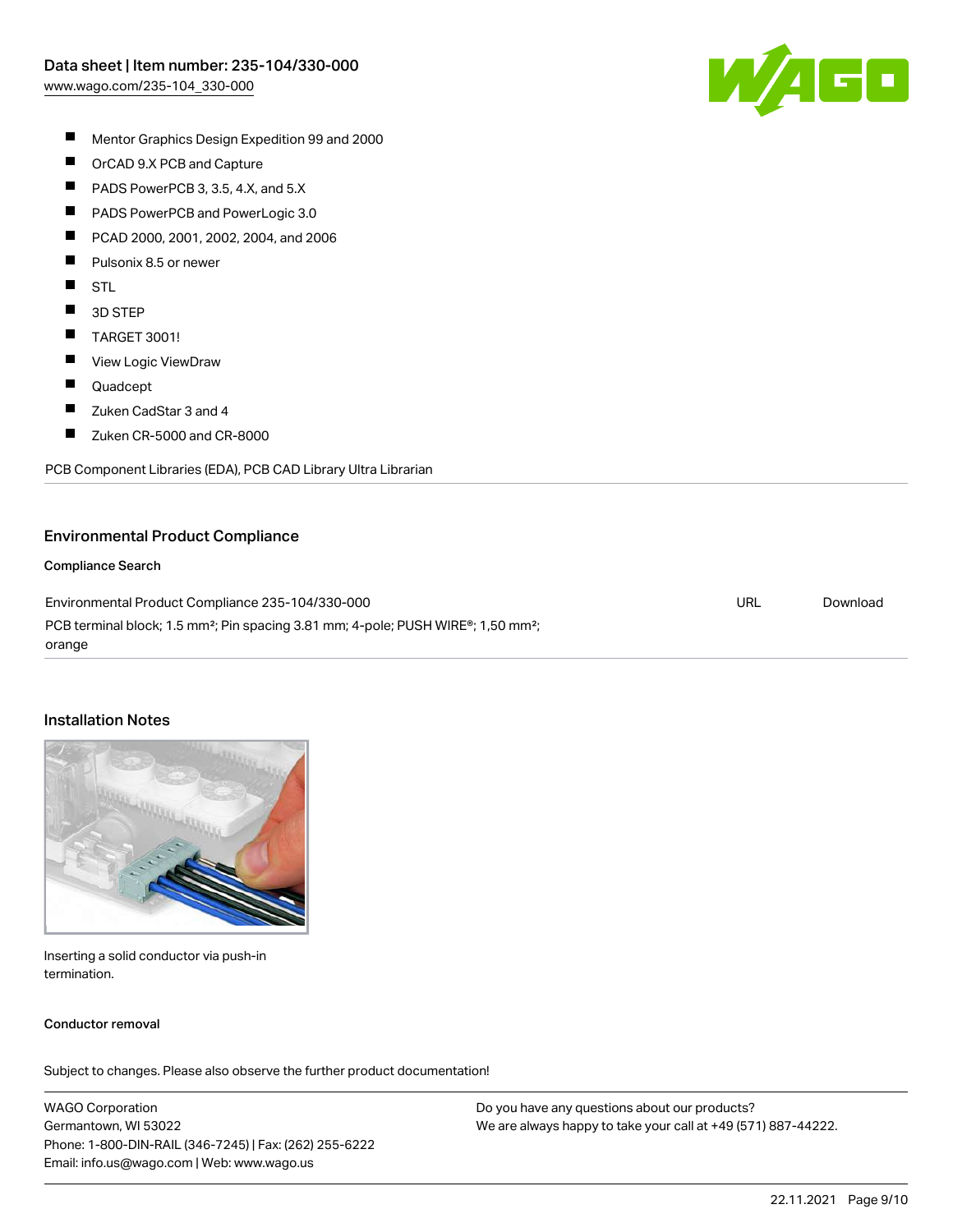- Mentor Graphics Design Expedition 99 and 2000
- OrCAD 9.X PCB and Capture
- PADS PowerPCB 3, 3.5, 4.X, and 5.X
- PADS PowerPCB and PowerLogic 3.0
- PCAD 2000, 2001, 2002, 2004, and 2006
- Pulsonix 8.5 or newer
- STL
- 3D STEP
- TARGET 3001!
- View Logic ViewDraw
- Quadcept
- Zuken CadStar 3 and 4
- Zuken CR-5000 and CR-8000

PCB Component Libraries (EDA), PCB CAD Library Ultra Librarian

## Environmental Product Compliance

### Compliance Search

| | | |
|---|---|---|
| Environmental Product Compliance 235-104/330-000<br>PCB terminal block; 1.5 mm²; Pin spacing 3.81 mm; 4-pole; PUSH WIRE®; 1,50 mm²; orange | URL | Download |

## Installation Notes

Inserting a solid conductor via push-in termination.

### Conductor removal

Subject to changes. Please also observe the further product documentation!

WAGO Corporation
Germantown, WI 53022
Phone: 1-800-DIN-RAIL (346-7245) | Fax: (262) 255-6222
Email: info.us@wago.com | Web: www.wago.us

Do you have any questions about our products?
We are always happy to take your call at +49 (571) 887-44222.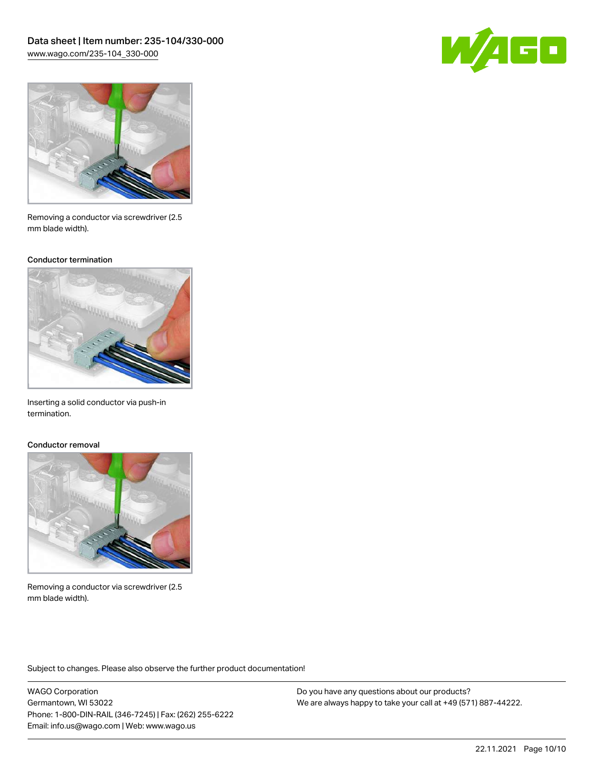Removing a conductor via screwdriver (2.5 mm blade width).

Conductor termination

Inserting a solid conductor via push-in termination.

Conductor removal

Removing a conductor via screwdriver (2.5 mm blade width).

Subject to changes. Please also observe the further product documentation!

WAGO Corporation
Germantown, WI 53022
Phone: 1-800-DIN-RAIL (346-7245) | Fax: (262) 255-6222
Email: info.us@wago.com | Web: www.wago.us

Do you have any questions about our products?
We are always happy to take your call at +49 (571) 887-44222.